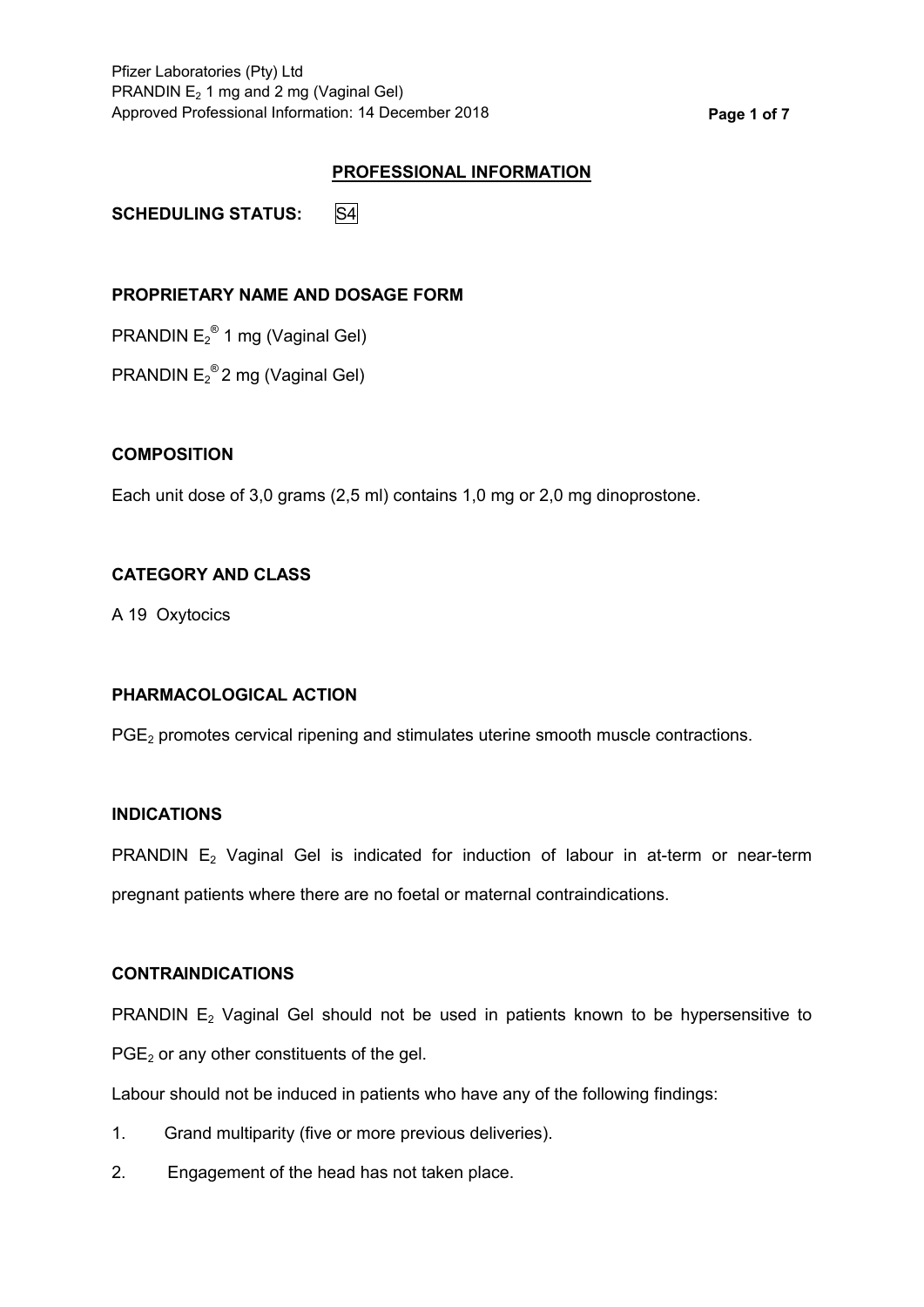## PROFESSIONAL INFORMATION

**SCHEDULING STATUS:** S4

**PROPRIETARY NAME AND DOSAGE FORM**

PRANDIN $E_2$® 1 mg (Vaginal Gel)

PRANDIN $E_2$® 2 mg (Vaginal Gel)

**COMPOSITION**

Each unit dose of 3,0 grams (2,5 ml) contains 1,0 mg or 2,0 mg dinoprostone.

**CATEGORY AND CLASS**

A 19 Oxytocics

**PHARMACOLOGICAL ACTION**

$PGE_2$ promotes cervical ripening and stimulates uterine smooth muscle contractions.

**INDICATIONS**

PRANDIN $E_2$ Vaginal Gel is indicated for induction of labour in at-term or near-term pregnant patients where there are no foetal or maternal contraindications.

**CONTRAINDICATIONS**

PRANDIN $E_2$ Vaginal Gel should not be used in patients known to be hypersensitive to $PGE_2$ or any other constituents of the gel.

Labour should not be induced in patients who have any of the following findings:

1. Grand multiparity (five or more previous deliveries).
2. Engagement of the head has not taken place.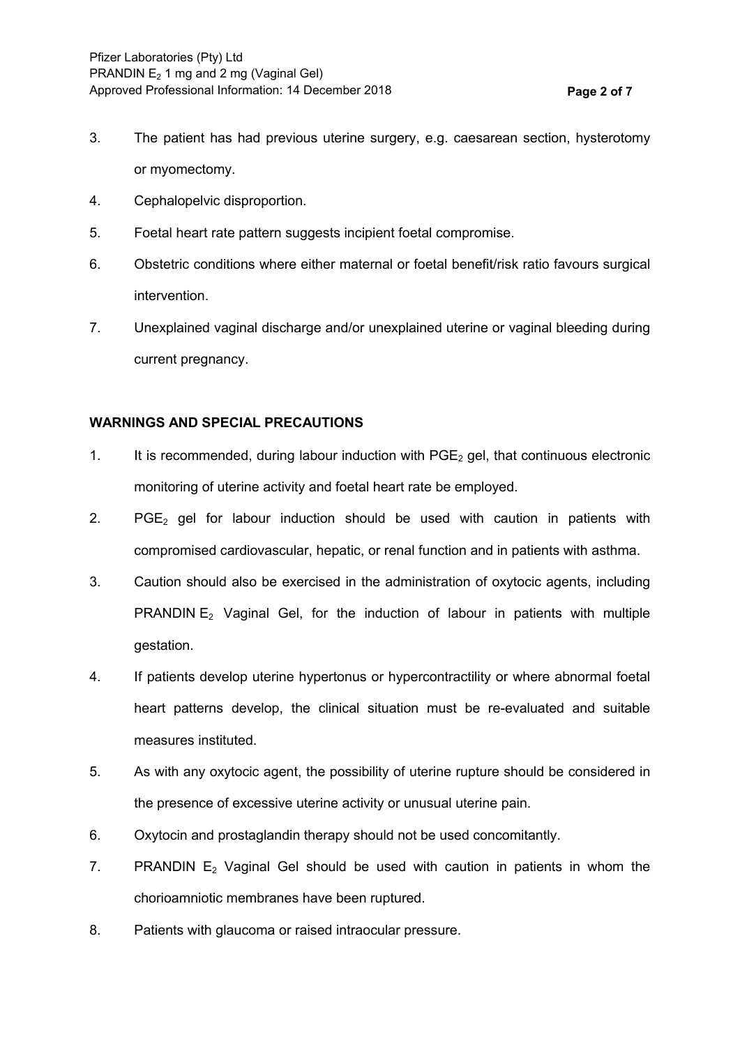3. The patient has had previous uterine surgery, e.g. caesarean section, hysterotomy or myomectomy.
4. Cephalopelvic disproportion.
5. Foetal heart rate pattern suggests incipient foetal compromise.
6. Obstetric conditions where either maternal or foetal benefit/risk ratio favours surgical intervention.
7. Unexplained vaginal discharge and/or unexplained uterine or vaginal bleeding during current pregnancy.

**WARNINGS AND SPECIAL PRECAUTIONS**

1. It is recommended, during labour induction with $PGE_2$ gel, that continuous electronic monitoring of uterine activity and foetal heart rate be employed.
2. $PGE_2$ gel for labour induction should be used with caution in patients with compromised cardiovascular, hepatic, or renal function and in patients with asthma.
3. Caution should also be exercised in the administration of oxytocic agents, including PRANDIN $E_2$ Vaginal Gel, for the induction of labour in patients with multiple gestation.
4. If patients develop uterine hypertonus or hypercontractility or where abnormal foetal heart patterns develop, the clinical situation must be re-evaluated and suitable measures instituted.
5. As with any oxytocic agent, the possibility of uterine rupture should be considered in the presence of excessive uterine activity or unusual uterine pain.
6. Oxytocin and prostaglandin therapy should not be used concomitantly.
7. PRANDIN $E_2$ Vaginal Gel should be used with caution in patients in whom the chorioamniotic membranes have been ruptured.
8. Patients with glaucoma or raised intraocular pressure.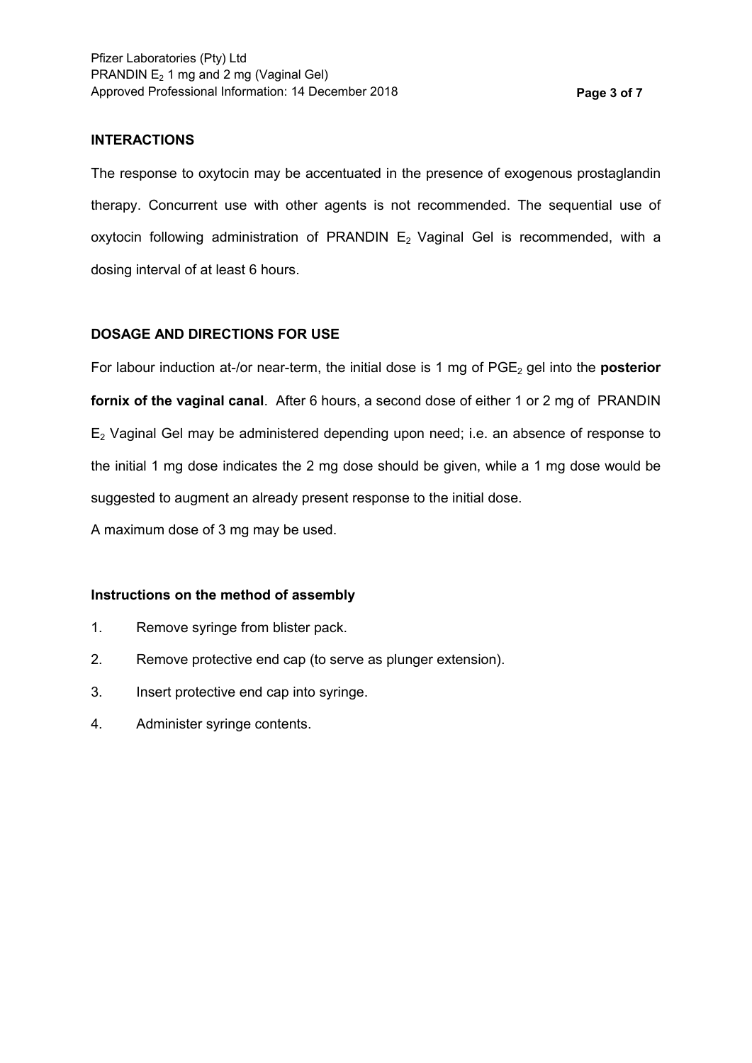## INTERACTIONS

The response to oxytocin may be accentuated in the presence of exogenous prostaglandin therapy. Concurrent use with other agents is not recommended. The sequential use of oxytocin following administration of PRANDIN $E_2$ Vaginal Gel is recommended, with a dosing interval of at least 6 hours.

## DOSAGE AND DIRECTIONS FOR USE

For labour induction at-/or near-term, the initial dose is 1 mg of $PGE_2$ gel into the **posterior fornix of the vaginal canal**. After 6 hours, a second dose of either 1 or 2 mg of PRANDIN $E_2$ Vaginal Gel may be administered depending upon need; i.e. an absence of response to the initial 1 mg dose indicates the 2 mg dose should be given, while a 1 mg dose would be suggested to augment an already present response to the initial dose.

A maximum dose of 3 mg may be used.

### Instructions on the method of assembly

1. Remove syringe from blister pack.
2. Remove protective end cap (to serve as plunger extension).
3. Insert protective end cap into syringe.
4. Administer syringe contents.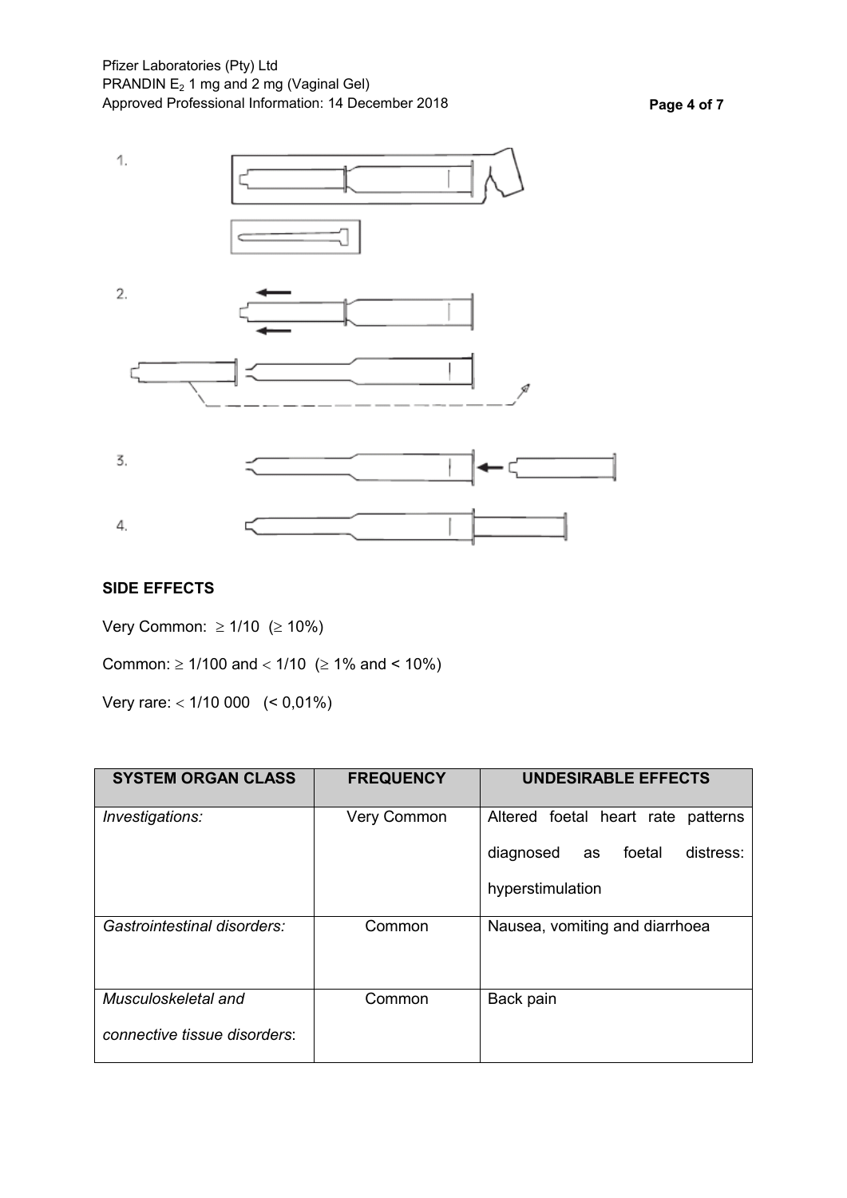1.

2.

3.

4.

## SIDE EFFECTS

Very Common: $\geq$ 1/10 ($\geq$ 10%)

Common: $\geq$ 1/100 and $<$ 1/10 ($\geq$ 1% and < 10%)

Very rare: $<$ 1/10 000 (< 0,01%)

| SYSTEM ORGAN CLASS | FREQUENCY | UNDESIRABLE EFFECTS |
|---|---|---|
| *Investigations:* | Very Common | Altered foetal heart rate patterns diagnosed as foetal distress: hyperstimulation |
| *Gastrointestinal disorders:* | Common | Nausea, vomiting and diarrhoea |
| *Musculoskeletal and connective tissue disorders*: | Common | Back pain |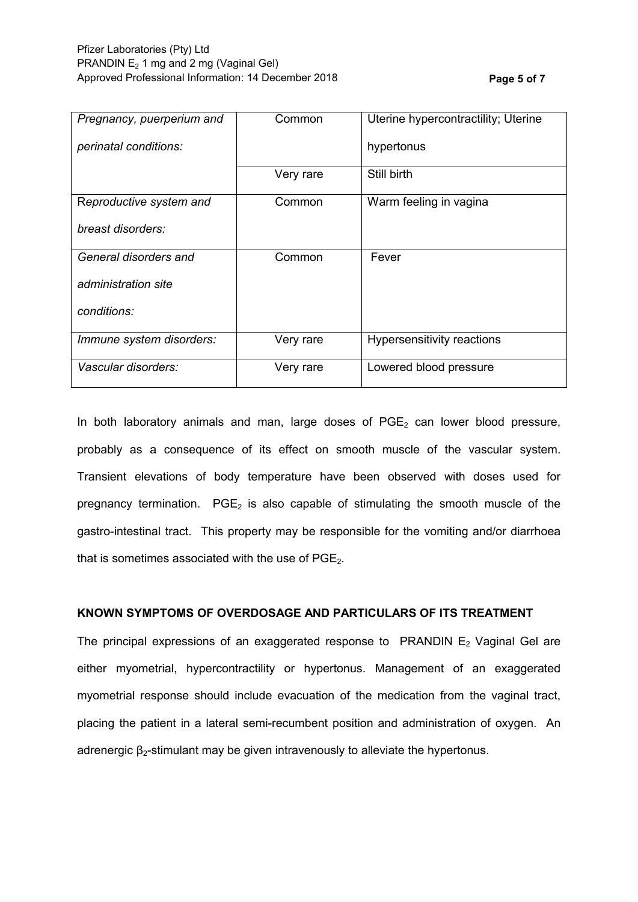| | | |
|---|---|---|
| *Pregnancy, puerperium and perinatal conditions:* | Common | Uterine hypercontractility; Uterine hypertonus |
| | Very rare | Still birth |
| *Reproductive system and breast disorders:* | Common | Warm feeling in vagina |
| *General disorders and administration site conditions:* | Common | Fever |
| *Immune system disorders:* | Very rare | Hypersensitivity reactions |
| *Vascular disorders:* | Very rare | Lowered blood pressure |

In both laboratory animals and man, large doses of $PGE_2$ can lower blood pressure, probably as a consequence of its effect on smooth muscle of the vascular system. Transient elevations of body temperature have been observed with doses used for pregnancy termination. $PGE_2$ is also capable of stimulating the smooth muscle of the gastro-intestinal tract. This property may be responsible for the vomiting and/or diarrhoea that is sometimes associated with the use of $PGE_2$.

**KNOWN SYMPTOMS OF OVERDOSAGE AND PARTICULARS OF ITS TREATMENT**

The principal expressions of an exaggerated response to PRANDIN $E_2$ Vaginal Gel are either myometrial, hypercontractility or hypertonus. Management of an exaggerated myometrial response should include evacuation of the medication from the vaginal tract, placing the patient in a lateral semi-recumbent position and administration of oxygen. An adrenergic $\beta_2$-stimulant may be given intravenously to alleviate the hypertonus.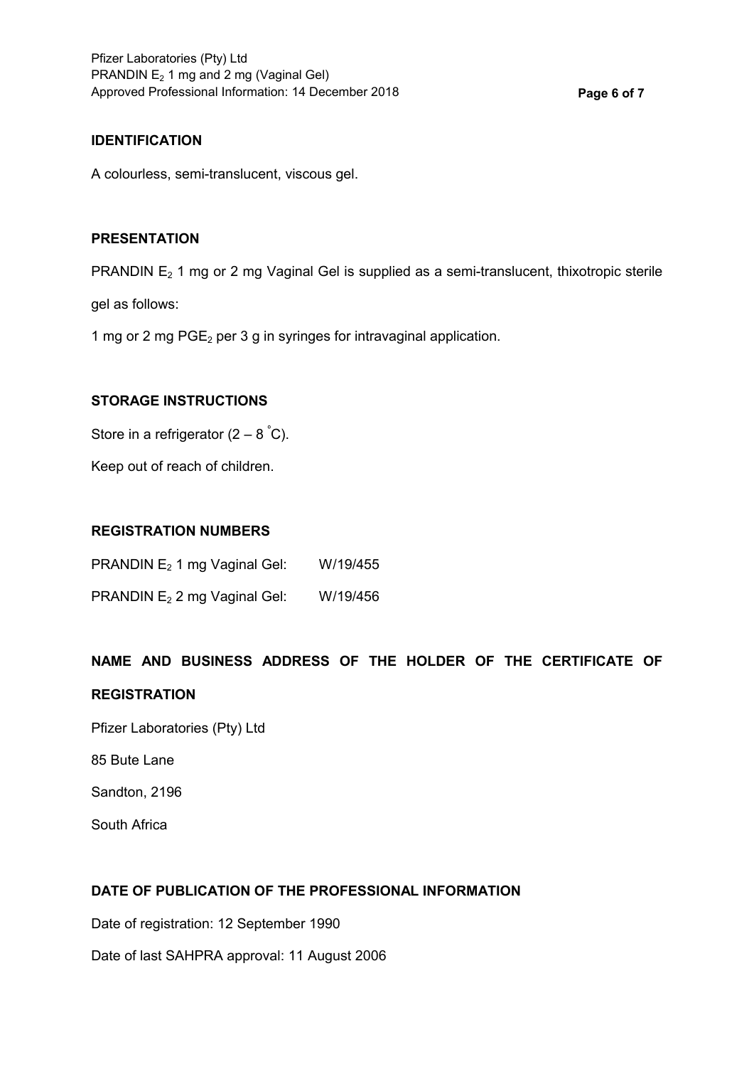**IDENTIFICATION**

A colourless, semi-translucent, viscous gel.

**PRESENTATION**

PRANDIN $E_2$ 1 mg or 2 mg Vaginal Gel is supplied as a semi-translucent, thixotropic sterile gel as follows:

1 mg or 2 mg $PGE_2$ per 3 g in syringes for intravaginal application.

**STORAGE INSTRUCTIONS**

Store in a refrigerator (2 – 8 °C).

Keep out of reach of children.

**REGISTRATION NUMBERS**

PRANDIN $E_2$ 1 mg Vaginal Gel: W/19/455

PRANDIN $E_2$ 2 mg Vaginal Gel: W/19/456

**NAME AND BUSINESS ADDRESS OF THE HOLDER OF THE CERTIFICATE OF REGISTRATION**

Pfizer Laboratories (Pty) Ltd

85 Bute Lane

Sandton, 2196

South Africa

**DATE OF PUBLICATION OF THE PROFESSIONAL INFORMATION**

Date of registration: 12 September 1990

Date of last SAHPRA approval: 11 August 2006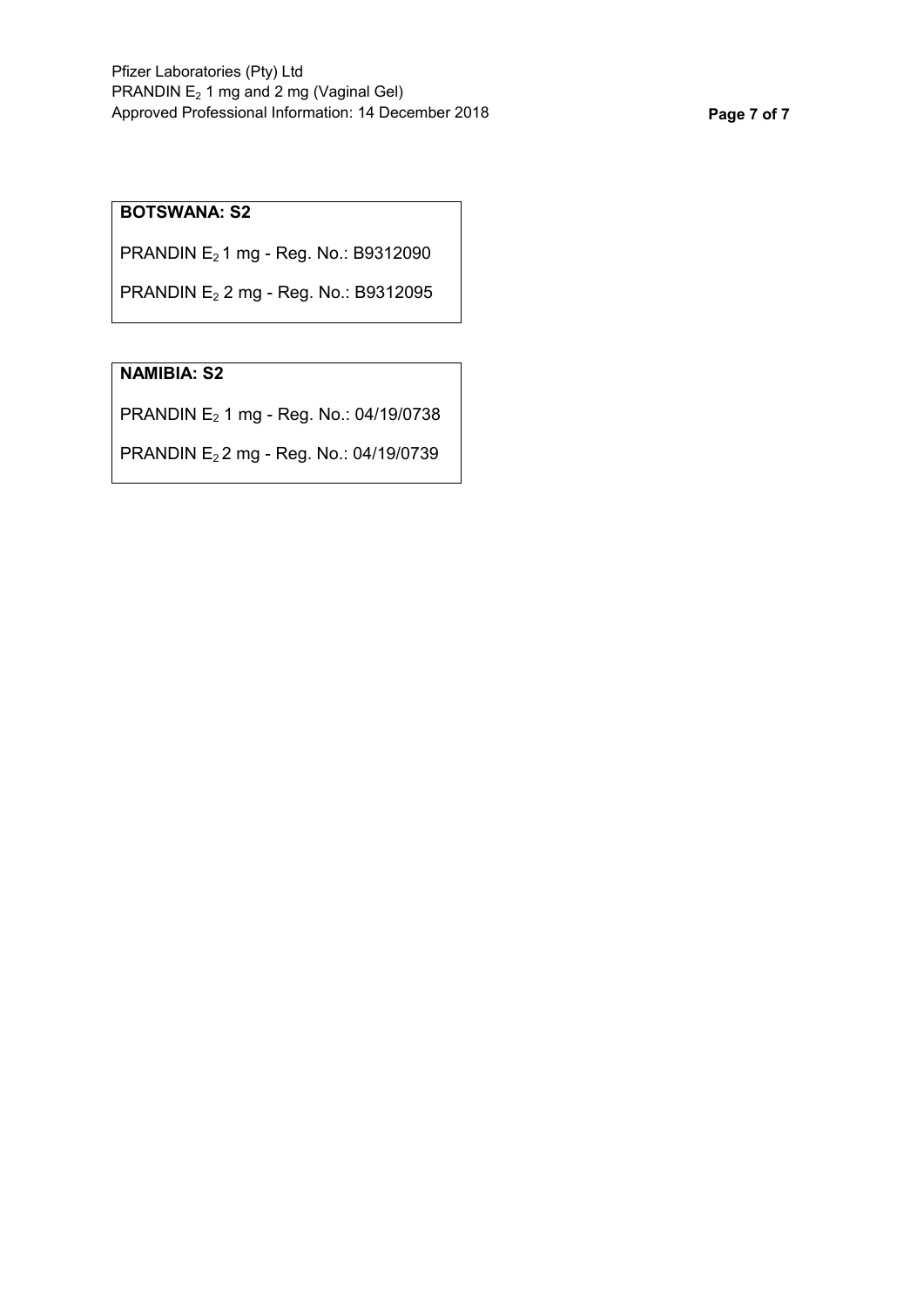**BOTSWANA: S2**

PRANDIN $E_2$ 1 mg - Reg. No.: B9312090

PRANDIN $E_2$ 2 mg - Reg. No.: B9312095

**NAMIBIA: S2**

PRANDIN $E_2$ 1 mg - Reg. No.: 04/19/0738

PRANDIN $E_2$ 2 mg - Reg. No.: 04/19/0739